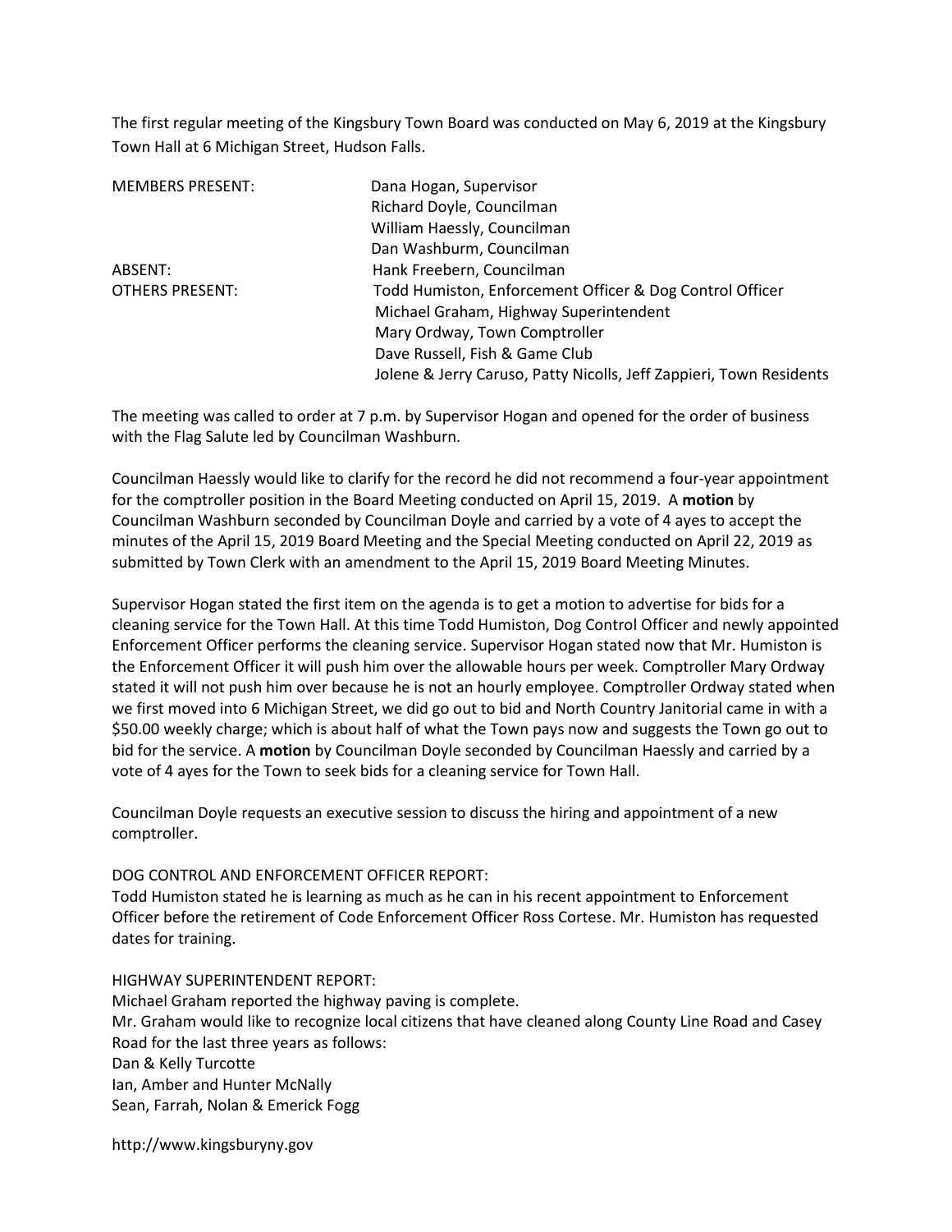The first regular meeting of the Kingsbury Town Board was conducted on May 6, 2019 at the Kingsbury Town Hall at 6 Michigan Street, Hudson Falls.

| | |
|---|---|
| MEMBERS PRESENT: | Dana Hogan, Supervisor |
| | Richard Doyle, Councilman |
| | William Haessly, Councilman |
| | Dan Washburm, Councilman |
| ABSENT: | Hank Freebern, Councilman |
| OTHERS PRESENT: | Todd Humiston, Enforcement Officer & Dog Control Officer |
| | Michael Graham, Highway Superintendent |
| | Mary Ordway, Town Comptroller |
| | Dave Russell, Fish & Game Club |
| | Jolene & Jerry Caruso, Patty Nicolls, Jeff Zappieri, Town Residents |

The meeting was called to order at 7 p.m. by Supervisor Hogan and opened for the order of business with the Flag Salute led by Councilman Washburn.

Councilman Haessly would like to clarify for the record he did not recommend a four-year appointment for the comptroller position in the Board Meeting conducted on April 15, 2019. A **motion** by Councilman Washburn seconded by Councilman Doyle and carried by a vote of 4 ayes to accept the minutes of the April 15, 2019 Board Meeting and the Special Meeting conducted on April 22, 2019 as submitted by Town Clerk with an amendment to the April 15, 2019 Board Meeting Minutes.

Supervisor Hogan stated the first item on the agenda is to get a motion to advertise for bids for a cleaning service for the Town Hall. At this time Todd Humiston, Dog Control Officer and newly appointed Enforcement Officer performs the cleaning service. Supervisor Hogan stated now that Mr. Humiston is the Enforcement Officer it will push him over the allowable hours per week. Comptroller Mary Ordway stated it will not push him over because he is not an hourly employee. Comptroller Ordway stated when we first moved into 6 Michigan Street, we did go out to bid and North Country Janitorial came in with a $50.00 weekly charge; which is about half of what the Town pays now and suggests the Town go out to bid for the service. A **motion** by Councilman Doyle seconded by Councilman Haessly and carried by a vote of 4 ayes for the Town to seek bids for a cleaning service for Town Hall.

Councilman Doyle requests an executive session to discuss the hiring and appointment of a new comptroller.

DOG CONTROL AND ENFORCEMENT OFFICER REPORT:
Todd Humiston stated he is learning as much as he can in his recent appointment to Enforcement Officer before the retirement of Code Enforcement Officer Ross Cortese. Mr. Humiston has requested dates for training.

HIGHWAY SUPERINTENDENT REPORT:
Michael Graham reported the highway paving is complete.
Mr. Graham would like to recognize local citizens that have cleaned along County Line Road and Casey Road for the last three years as follows:
Dan & Kelly Turcotte
Ian, Amber and Hunter McNally
Sean, Farrah, Nolan & Emerick Fogg

http://www.kingsburyny.gov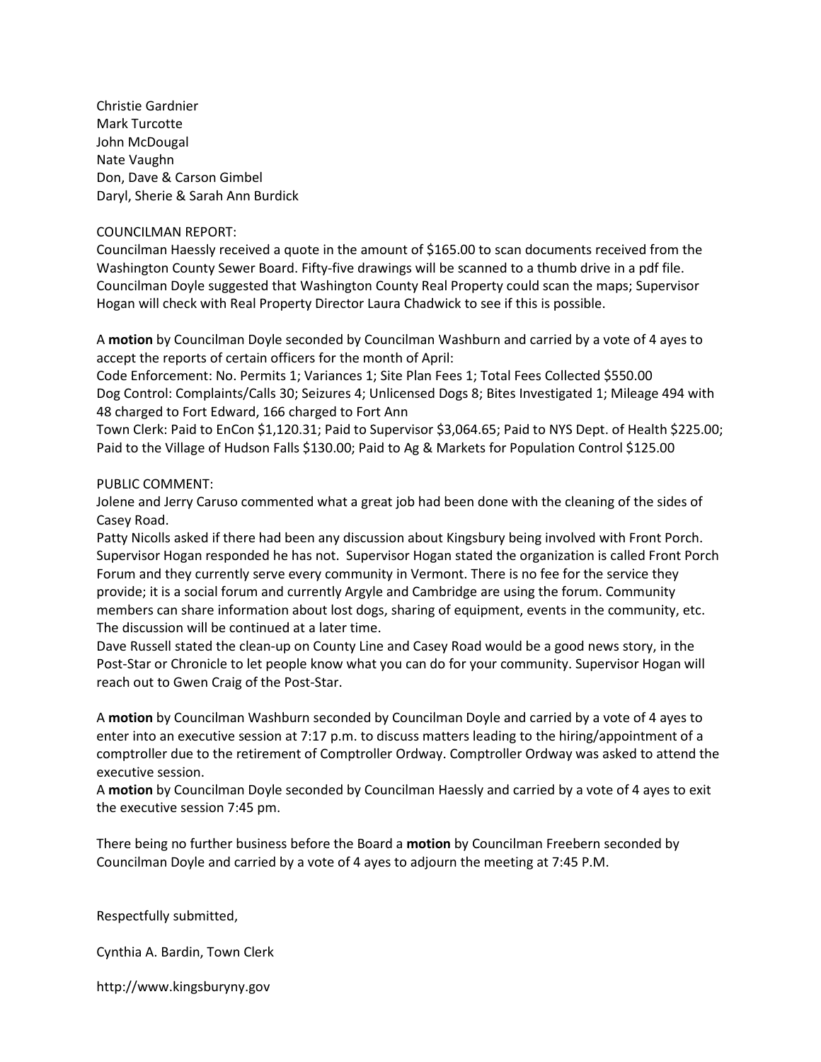Christie Gardnier
Mark Turcotte
John McDougal
Nate Vaughn
Don, Dave & Carson Gimbel
Daryl, Sherie & Sarah Ann Burdick

COUNCILMAN REPORT:

Councilman Haessly received a quote in the amount of $165.00 to scan documents received from the Washington County Sewer Board. Fifty-five drawings will be scanned to a thumb drive in a pdf file. Councilman Doyle suggested that Washington County Real Property could scan the maps; Supervisor Hogan will check with Real Property Director Laura Chadwick to see if this is possible.

A **motion** by Councilman Doyle seconded by Councilman Washburn and carried by a vote of 4 ayes to accept the reports of certain officers for the month of April:

Code Enforcement: No. Permits 1; Variances 1; Site Plan Fees 1; Total Fees Collected $550.00
Dog Control: Complaints/Calls 30; Seizures 4; Unlicensed Dogs 8; Bites Investigated 1; Mileage 494 with 48 charged to Fort Edward, 166 charged to Fort Ann
Town Clerk: Paid to EnCon $1,120.31; Paid to Supervisor $3,064.65; Paid to NYS Dept. of Health $225.00; Paid to the Village of Hudson Falls $130.00; Paid to Ag & Markets for Population Control $125.00

PUBLIC COMMENT:

Jolene and Jerry Caruso commented what a great job had been done with the cleaning of the sides of Casey Road.

Patty Nicolls asked if there had been any discussion about Kingsbury being involved with Front Porch. Supervisor Hogan responded he has not. Supervisor Hogan stated the organization is called Front Porch Forum and they currently serve every community in Vermont. There is no fee for the service they provide; it is a social forum and currently Argyle and Cambridge are using the forum. Community members can share information about lost dogs, sharing of equipment, events in the community, etc. The discussion will be continued at a later time.

Dave Russell stated the clean-up on County Line and Casey Road would be a good news story, in the Post-Star or Chronicle to let people know what you can do for your community. Supervisor Hogan will reach out to Gwen Craig of the Post-Star.

A **motion** by Councilman Washburn seconded by Councilman Doyle and carried by a vote of 4 ayes to enter into an executive session at 7:17 p.m. to discuss matters leading to the hiring/appointment of a comptroller due to the retirement of Comptroller Ordway. Comptroller Ordway was asked to attend the executive session.

A **motion** by Councilman Doyle seconded by Councilman Haessly and carried by a vote of 4 ayes to exit the executive session 7:45 pm.

There being no further business before the Board a **motion** by Councilman Freebern seconded by Councilman Doyle and carried by a vote of 4 ayes to adjourn the meeting at 7:45 P.M.

Respectfully submitted,

Cynthia A. Bardin, Town Clerk

http://www.kingsburyny.gov